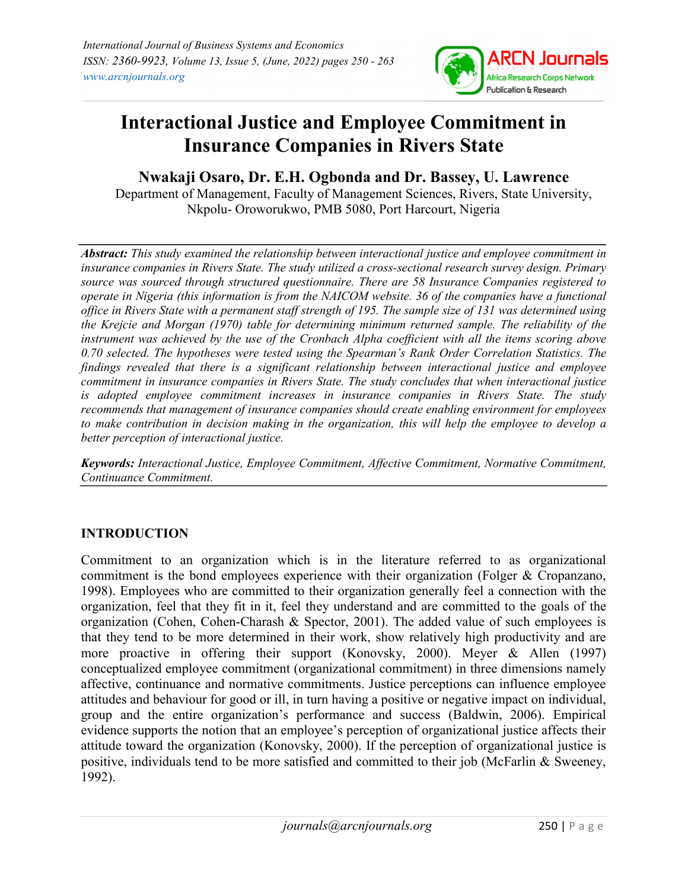# Interactional Justice and Employee Commitment in Insurance Companies in Rivers State

**Nwakaji Osaro, Dr. E.H. Ogbonda and Dr. Bassey, U. Lawrence**

Department of Management, Faculty of Management Sciences, Rivers, State University, Nkpolu- Oroworukwo, PMB 5080, Port Harcourt, Nigeria

***Abstract:*** *This study examined the relationship between interactional justice and employee commitment in insurance companies in Rivers State. The study utilized a cross-sectional research survey design. Primary source was sourced through structured questionnaire. There are 58 Insurance Companies registered to operate in Nigeria (this information is from the NAICOM website. 36 of the companies have a functional office in Rivers State with a permanent staff strength of 195. The sample size of 131 was determined using the Krejcie and Morgan (1970) table for determining minimum returned sample. The reliability of the instrument was achieved by the use of the Cronbach Alpha coefficient with all the items scoring above 0.70 selected. The hypotheses were tested using the Spearman's Rank Order Correlation Statistics. The findings revealed that there is a significant relationship between interactional justice and employee commitment in insurance companies in Rivers State. The study concludes that when interactional justice is adopted employee commitment increases in insurance companies in Rivers State. The study recommends that management of insurance companies should create enabling environment for employees to make contribution in decision making in the organization, this will help the employee to develop a better perception of interactional justice.*

***Keywords:*** *Interactional Justice, Employee Commitment, Affective Commitment, Normative Commitment, Continuance Commitment.*

## INTRODUCTION

Commitment to an organization which is in the literature referred to as organizational commitment is the bond employees experience with their organization (Folger & Cropanzano, 1998). Employees who are committed to their organization generally feel a connection with the organization, feel that they fit in it, feel they understand and are committed to the goals of the organization (Cohen, Cohen-Charash & Spector, 2001). The added value of such employees is that they tend to be more determined in their work, show relatively high productivity and are more proactive in offering their support (Konovsky, 2000). Meyer & Allen (1997) conceptualized employee commitment (organizational commitment) in three dimensions namely affective, continuance and normative commitments. Justice perceptions can influence employee attitudes and behaviour for good or ill, in turn having a positive or negative impact on individual, group and the entire organization's performance and success (Baldwin, 2006). Empirical evidence supports the notion that an employee's perception of organizational justice affects their attitude toward the organization (Konovsky, 2000). If the perception of organizational justice is positive, individuals tend to be more satisfied and committed to their job (McFarlin & Sweeney, 1992).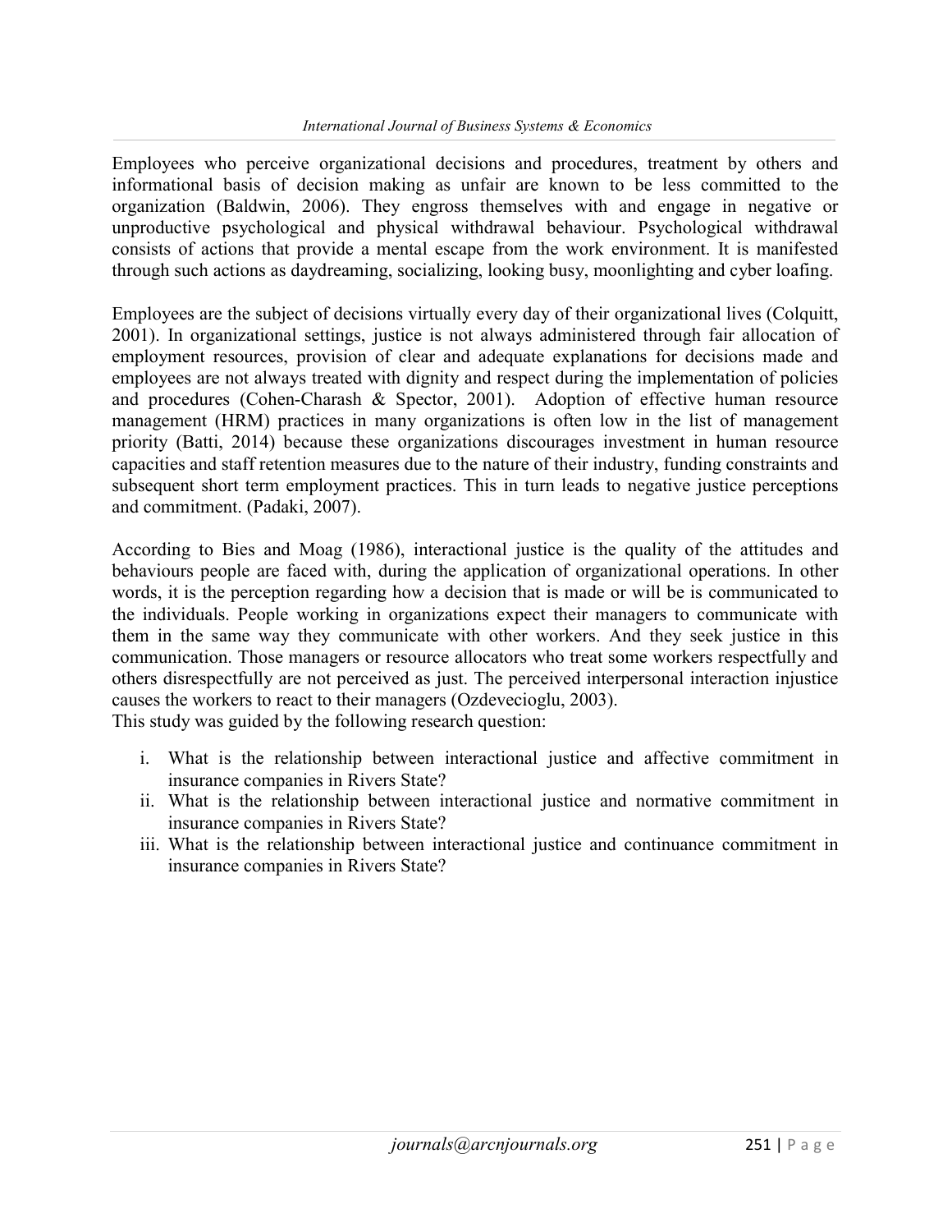Employees who perceive organizational decisions and procedures, treatment by others and informational basis of decision making as unfair are known to be less committed to the organization (Baldwin, 2006). They engross themselves with and engage in negative or unproductive psychological and physical withdrawal behaviour. Psychological withdrawal consists of actions that provide a mental escape from the work environment. It is manifested through such actions as daydreaming, socializing, looking busy, moonlighting and cyber loafing.

Employees are the subject of decisions virtually every day of their organizational lives (Colquitt, 2001). In organizational settings, justice is not always administered through fair allocation of employment resources, provision of clear and adequate explanations for decisions made and employees are not always treated with dignity and respect during the implementation of policies and procedures (Cohen-Charash & Spector, 2001). Adoption of effective human resource management (HRM) practices in many organizations is often low in the list of management priority (Batti, 2014) because these organizations discourages investment in human resource capacities and staff retention measures due to the nature of their industry, funding constraints and subsequent short term employment practices. This in turn leads to negative justice perceptions and commitment. (Padaki, 2007).

According to Bies and Moag (1986), interactional justice is the quality of the attitudes and behaviours people are faced with, during the application of organizational operations. In other words, it is the perception regarding how a decision that is made or will be is communicated to the individuals. People working in organizations expect their managers to communicate with them in the same way they communicate with other workers. And they seek justice in this communication. Those managers or resource allocators who treat some workers respectfully and others disrespectfully are not perceived as just. The perceived interpersonal interaction injustice causes the workers to react to their managers (Ozdevecioglu, 2003).

This study was guided by the following research question:

i. What is the relationship between interactional justice and affective commitment in insurance companies in Rivers State?
ii. What is the relationship between interactional justice and normative commitment in insurance companies in Rivers State?
iii. What is the relationship between interactional justice and continuance commitment in insurance companies in Rivers State?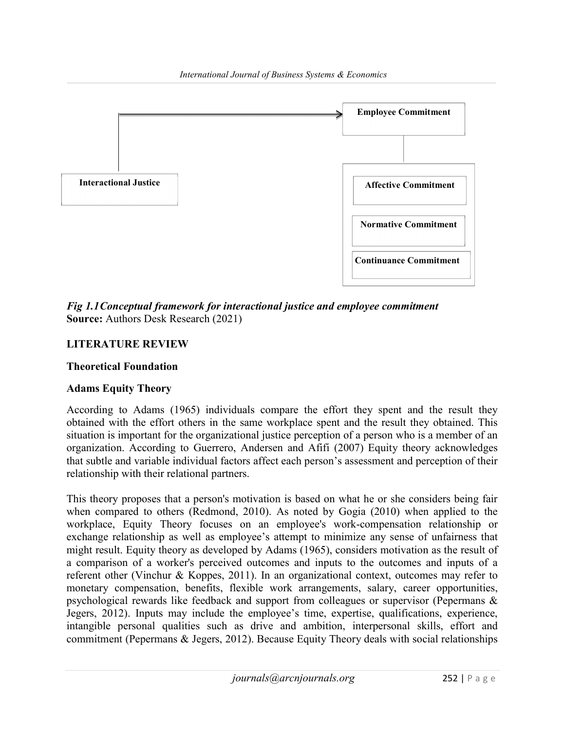Interactional Justice

Employee Commitment

Affective Commitment

Normative Commitment

Continuance Commitment

***Fig 1.1Conceptual framework for interactional justice and employee commitment***
**Source:** Authors Desk Research (2021)

## LITERATURE REVIEW

### Theoretical Foundation

### Adams Equity Theory

According to Adams (1965) individuals compare the effort they spent and the result they obtained with the effort others in the same workplace spent and the result they obtained. This situation is important for the organizational justice perception of a person who is a member of an organization. According to Guerrero, Andersen and Afifi (2007) Equity theory acknowledges that subtle and variable individual factors affect each person's assessment and perception of their relationship with their relational partners.

This theory proposes that a person's motivation is based on what he or she considers being fair when compared to others (Redmond, 2010). As noted by Gogia (2010) when applied to the workplace, Equity Theory focuses on an employee's work-compensation relationship or exchange relationship as well as employee's attempt to minimize any sense of unfairness that might result. Equity theory as developed by Adams (1965), considers motivation as the result of a comparison of a worker's perceived outcomes and inputs to the outcomes and inputs of a referent other (Vinchur & Koppes, 2011). In an organizational context, outcomes may refer to monetary compensation, benefits, flexible work arrangements, salary, career opportunities, psychological rewards like feedback and support from colleagues or supervisor (Pepermans & Jegers, 2012). Inputs may include the employee's time, expertise, qualifications, experience, intangible personal qualities such as drive and ambition, interpersonal skills, effort and commitment (Pepermans & Jegers, 2012). Because Equity Theory deals with social relationships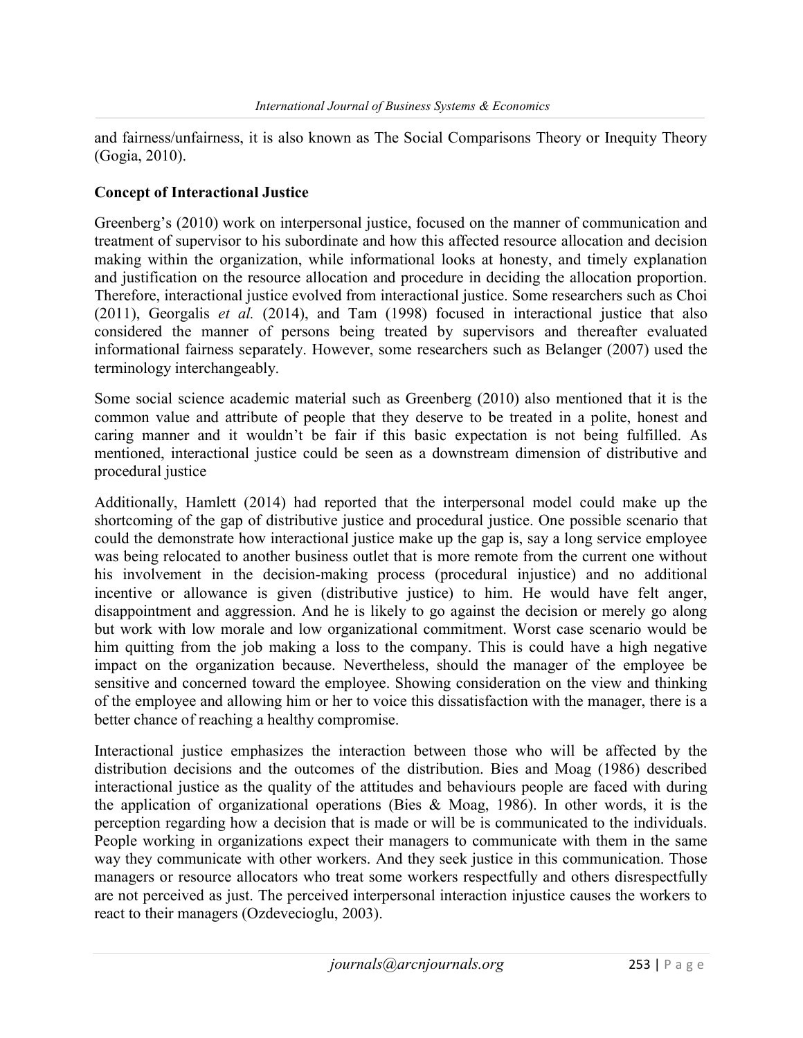and fairness/unfairness, it is also known as The Social Comparisons Theory or Inequity Theory (Gogia, 2010).

**Concept of Interactional Justice**

Greenberg's (2010) work on interpersonal justice, focused on the manner of communication and treatment of supervisor to his subordinate and how this affected resource allocation and decision making within the organization, while informational looks at honesty, and timely explanation and justification on the resource allocation and procedure in deciding the allocation proportion. Therefore, interactional justice evolved from interactional justice. Some researchers such as Choi (2011), Georgalis *et al.* (2014), and Tam (1998) focused in interactional justice that also considered the manner of persons being treated by supervisors and thereafter evaluated informational fairness separately. However, some researchers such as Belanger (2007) used the terminology interchangeably.

Some social science academic material such as Greenberg (2010) also mentioned that it is the common value and attribute of people that they deserve to be treated in a polite, honest and caring manner and it wouldn't be fair if this basic expectation is not being fulfilled. As mentioned, interactional justice could be seen as a downstream dimension of distributive and procedural justice

Additionally, Hamlett (2014) had reported that the interpersonal model could make up the shortcoming of the gap of distributive justice and procedural justice. One possible scenario that could the demonstrate how interactional justice make up the gap is, say a long service employee was being relocated to another business outlet that is more remote from the current one without his involvement in the decision-making process (procedural injustice) and no additional incentive or allowance is given (distributive justice) to him. He would have felt anger, disappointment and aggression. And he is likely to go against the decision or merely go along but work with low morale and low organizational commitment. Worst case scenario would be him quitting from the job making a loss to the company. This is could have a high negative impact on the organization because. Nevertheless, should the manager of the employee be sensitive and concerned toward the employee. Showing consideration on the view and thinking of the employee and allowing him or her to voice this dissatisfaction with the manager, there is a better chance of reaching a healthy compromise.

Interactional justice emphasizes the interaction between those who will be affected by the distribution decisions and the outcomes of the distribution. Bies and Moag (1986) described interactional justice as the quality of the attitudes and behaviours people are faced with during the application of organizational operations (Bies & Moag, 1986). In other words, it is the perception regarding how a decision that is made or will be is communicated to the individuals. People working in organizations expect their managers to communicate with them in the same way they communicate with other workers. And they seek justice in this communication. Those managers or resource allocators who treat some workers respectfully and others disrespectfully are not perceived as just. The perceived interpersonal interaction injustice causes the workers to react to their managers (Ozdevecioglu, 2003).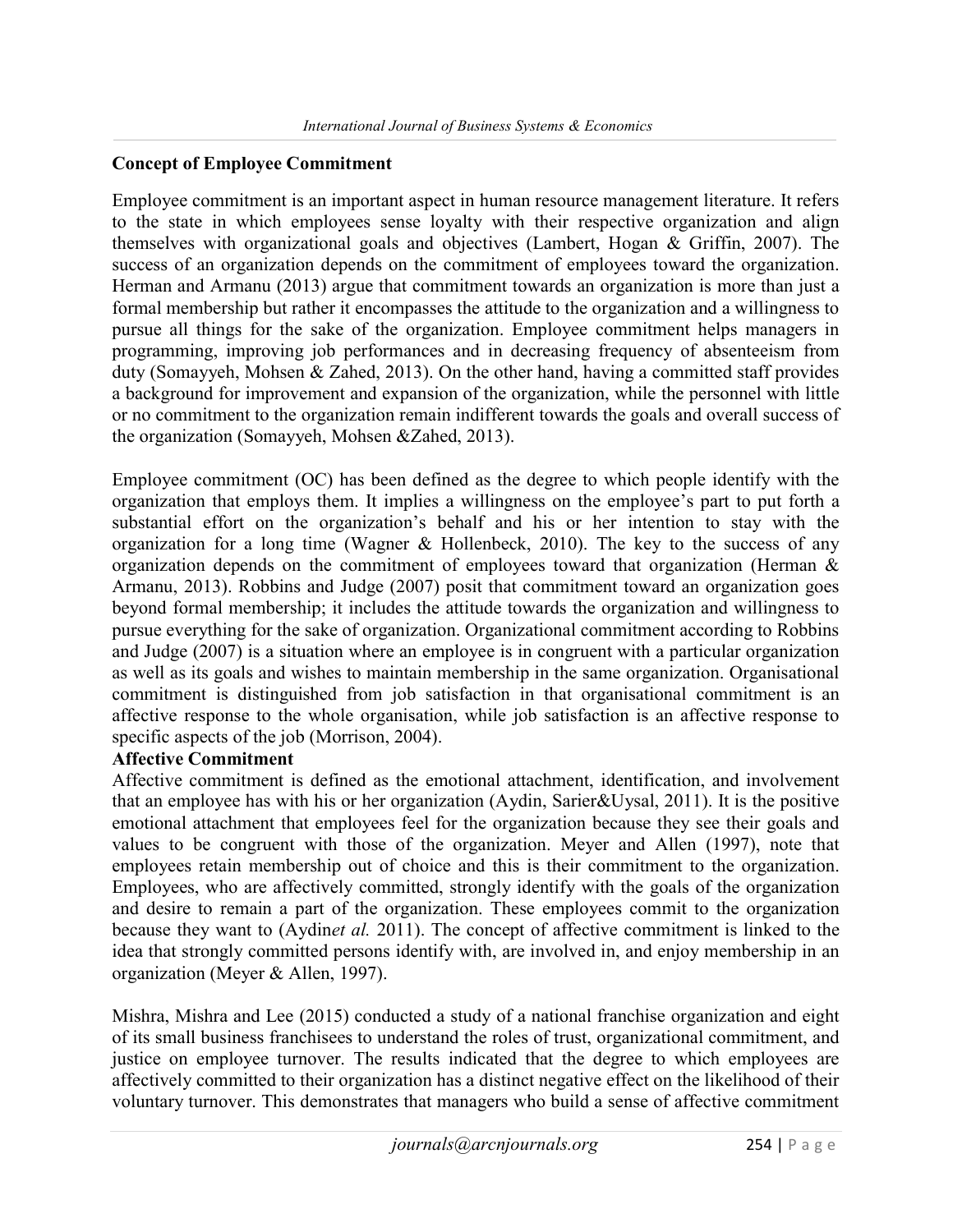**Concept of Employee Commitment**

Employee commitment is an important aspect in human resource management literature. It refers to the state in which employees sense loyalty with their respective organization and align themselves with organizational goals and objectives (Lambert, Hogan & Griffin, 2007). The success of an organization depends on the commitment of employees toward the organization. Herman and Armanu (2013) argue that commitment towards an organization is more than just a formal membership but rather it encompasses the attitude to the organization and a willingness to pursue all things for the sake of the organization. Employee commitment helps managers in programming, improving job performances and in decreasing frequency of absenteeism from duty (Somayyeh, Mohsen & Zahed, 2013). On the other hand, having a committed staff provides a background for improvement and expansion of the organization, while the personnel with little or no commitment to the organization remain indifferent towards the goals and overall success of the organization (Somayyeh, Mohsen &Zahed, 2013).

Employee commitment (OC) has been defined as the degree to which people identify with the organization that employs them. It implies a willingness on the employee's part to put forth a substantial effort on the organization's behalf and his or her intention to stay with the organization for a long time (Wagner & Hollenbeck, 2010). The key to the success of any organization depends on the commitment of employees toward that organization (Herman & Armanu, 2013). Robbins and Judge (2007) posit that commitment toward an organization goes beyond formal membership; it includes the attitude towards the organization and willingness to pursue everything for the sake of organization. Organizational commitment according to Robbins and Judge (2007) is a situation where an employee is in congruent with a particular organization as well as its goals and wishes to maintain membership in the same organization. Organisational commitment is distinguished from job satisfaction in that organisational commitment is an affective response to the whole organisation, while job satisfaction is an affective response to specific aspects of the job (Morrison, 2004).

**Affective Commitment**

Affective commitment is defined as the emotional attachment, identification, and involvement that an employee has with his or her organization (Aydin, Sarier&Uysal, 2011). It is the positive emotional attachment that employees feel for the organization because they see their goals and values to be congruent with those of the organization. Meyer and Allen (1997), note that employees retain membership out of choice and this is their commitment to the organization. Employees, who are affectively committed, strongly identify with the goals of the organization and desire to remain a part of the organization. These employees commit to the organization because they want to (Aydin*et al.* 2011). The concept of affective commitment is linked to the idea that strongly committed persons identify with, are involved in, and enjoy membership in an organization (Meyer & Allen, 1997).

Mishra, Mishra and Lee (2015) conducted a study of a national franchise organization and eight of its small business franchisees to understand the roles of trust, organizational commitment, and justice on employee turnover. The results indicated that the degree to which employees are affectively committed to their organization has a distinct negative effect on the likelihood of their voluntary turnover. This demonstrates that managers who build a sense of affective commitment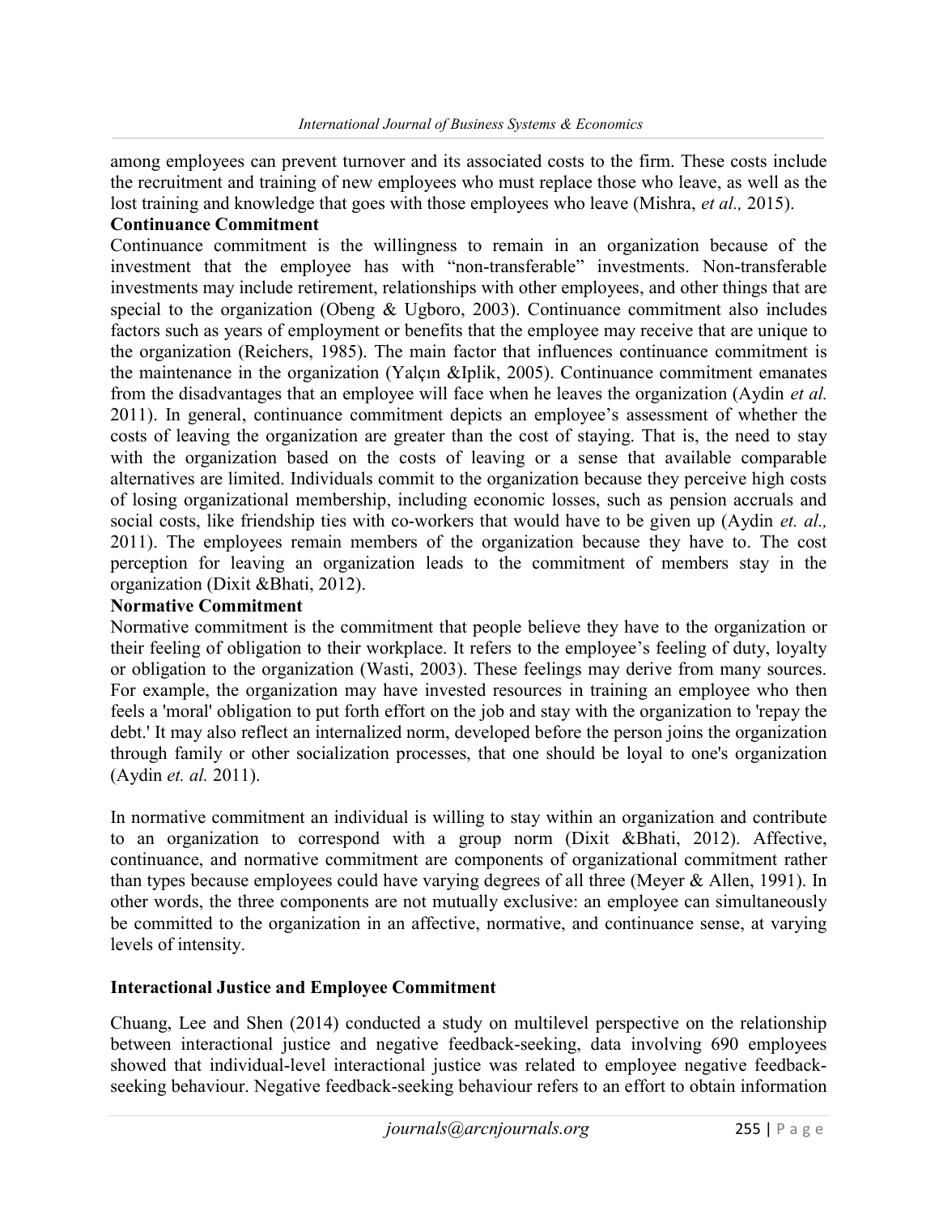among employees can prevent turnover and its associated costs to the firm. These costs include the recruitment and training of new employees who must replace those who leave, as well as the lost training and knowledge that goes with those employees who leave (Mishra, *et al.,* 2015).

**Continuance Commitment**

Continuance commitment is the willingness to remain in an organization because of the investment that the employee has with "non-transferable" investments. Non-transferable investments may include retirement, relationships with other employees, and other things that are special to the organization (Obeng & Ugboro, 2003). Continuance commitment also includes factors such as years of employment or benefits that the employee may receive that are unique to the organization (Reichers, 1985). The main factor that influences continuance commitment is the maintenance in the organization (Yalçın &Iplik, 2005). Continuance commitment emanates from the disadvantages that an employee will face when he leaves the organization (Aydin *et al.* 2011). In general, continuance commitment depicts an employee's assessment of whether the costs of leaving the organization are greater than the cost of staying. That is, the need to stay with the organization based on the costs of leaving or a sense that available comparable alternatives are limited. Individuals commit to the organization because they perceive high costs of losing organizational membership, including economic losses, such as pension accruals and social costs, like friendship ties with co-workers that would have to be given up (Aydin *et. al.,* 2011). The employees remain members of the organization because they have to. The cost perception for leaving an organization leads to the commitment of members stay in the organization (Dixit &Bhati, 2012).

**Normative Commitment**

Normative commitment is the commitment that people believe they have to the organization or their feeling of obligation to their workplace. It refers to the employee's feeling of duty, loyalty or obligation to the organization (Wasti, 2003). These feelings may derive from many sources. For example, the organization may have invested resources in training an employee who then feels a 'moral' obligation to put forth effort on the job and stay with the organization to 'repay the debt.' It may also reflect an internalized norm, developed before the person joins the organization through family or other socialization processes, that one should be loyal to one's organization (Aydin *et. al.* 2011).

In normative commitment an individual is willing to stay within an organization and contribute to an organization to correspond with a group norm (Dixit &Bhati, 2012). Affective, continuance, and normative commitment are components of organizational commitment rather than types because employees could have varying degrees of all three (Meyer & Allen, 1991). In other words, the three components are not mutually exclusive: an employee can simultaneously be committed to the organization in an affective, normative, and continuance sense, at varying levels of intensity.

**Interactional Justice and Employee Commitment**

Chuang, Lee and Shen (2014) conducted a study on multilevel perspective on the relationship between interactional justice and negative feedback-seeking, data involving 690 employees showed that individual-level interactional justice was related to employee negative feedback-seeking behaviour. Negative feedback-seeking behaviour refers to an effort to obtain information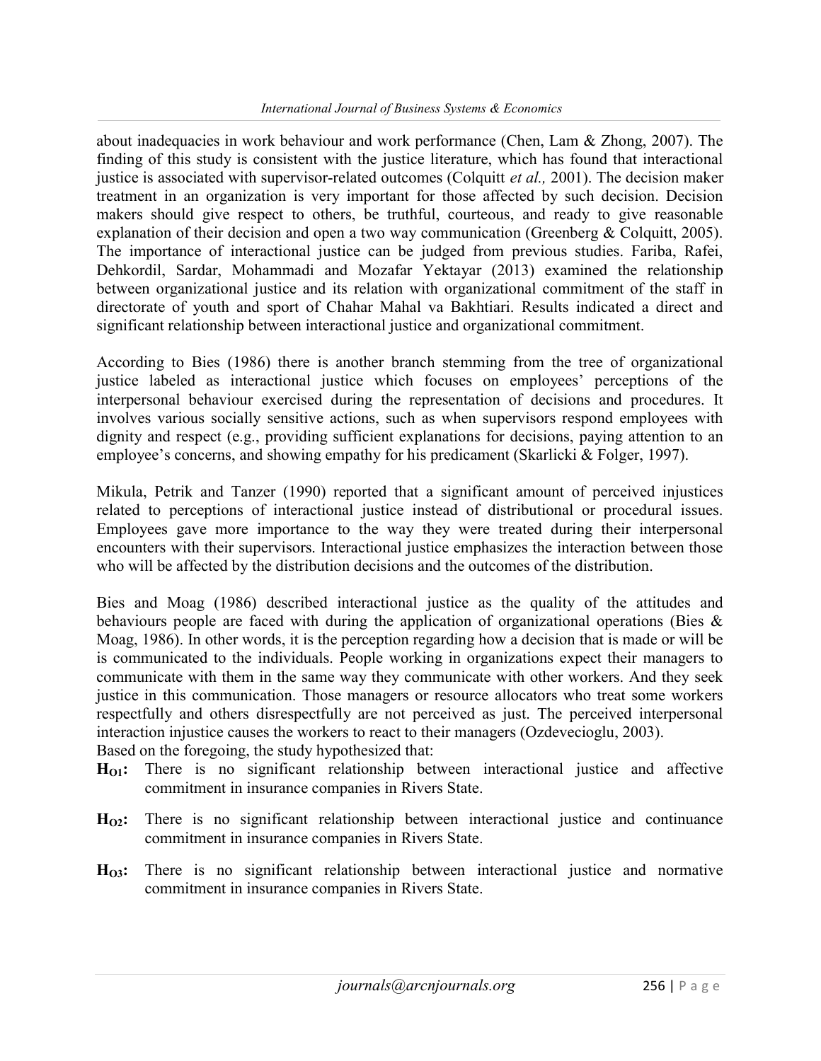about inadequacies in work behaviour and work performance (Chen, Lam & Zhong, 2007). The finding of this study is consistent with the justice literature, which has found that interactional justice is associated with supervisor-related outcomes (Colquitt *et al.,* 2001). The decision maker treatment in an organization is very important for those affected by such decision. Decision makers should give respect to others, be truthful, courteous, and ready to give reasonable explanation of their decision and open a two way communication (Greenberg & Colquitt, 2005). The importance of interactional justice can be judged from previous studies. Fariba, Rafei, Dehkordil, Sardar, Mohammadi and Mozafar Yektayar (2013) examined the relationship between organizational justice and its relation with organizational commitment of the staff in directorate of youth and sport of Chahar Mahal va Bakhtiari. Results indicated a direct and significant relationship between interactional justice and organizational commitment.

According to Bies (1986) there is another branch stemming from the tree of organizational justice labeled as interactional justice which focuses on employees' perceptions of the interpersonal behaviour exercised during the representation of decisions and procedures. It involves various socially sensitive actions, such as when supervisors respond employees with dignity and respect (e.g., providing sufficient explanations for decisions, paying attention to an employee's concerns, and showing empathy for his predicament (Skarlicki & Folger, 1997).

Mikula, Petrik and Tanzer (1990) reported that a significant amount of perceived injustices related to perceptions of interactional justice instead of distributional or procedural issues. Employees gave more importance to the way they were treated during their interpersonal encounters with their supervisors. Interactional justice emphasizes the interaction between those who will be affected by the distribution decisions and the outcomes of the distribution.

Bies and Moag (1986) described interactional justice as the quality of the attitudes and behaviours people are faced with during the application of organizational operations (Bies & Moag, 1986). In other words, it is the perception regarding how a decision that is made or will be is communicated to the individuals. People working in organizations expect their managers to communicate with them in the same way they communicate with other workers. And they seek justice in this communication. Those managers or resource allocators who treat some workers respectfully and others disrespectfully are not perceived as just. The perceived interpersonal interaction injustice causes the workers to react to their managers (Ozdevecioglu, 2003).
Based on the foregoing, the study hypothesized that:

**$H_{O1}$:** There is no significant relationship between interactional justice and affective commitment in insurance companies in Rivers State.

**$H_{O2}$:** There is no significant relationship between interactional justice and continuance commitment in insurance companies in Rivers State.

**$H_{O3}$:** There is no significant relationship between interactional justice and normative commitment in insurance companies in Rivers State.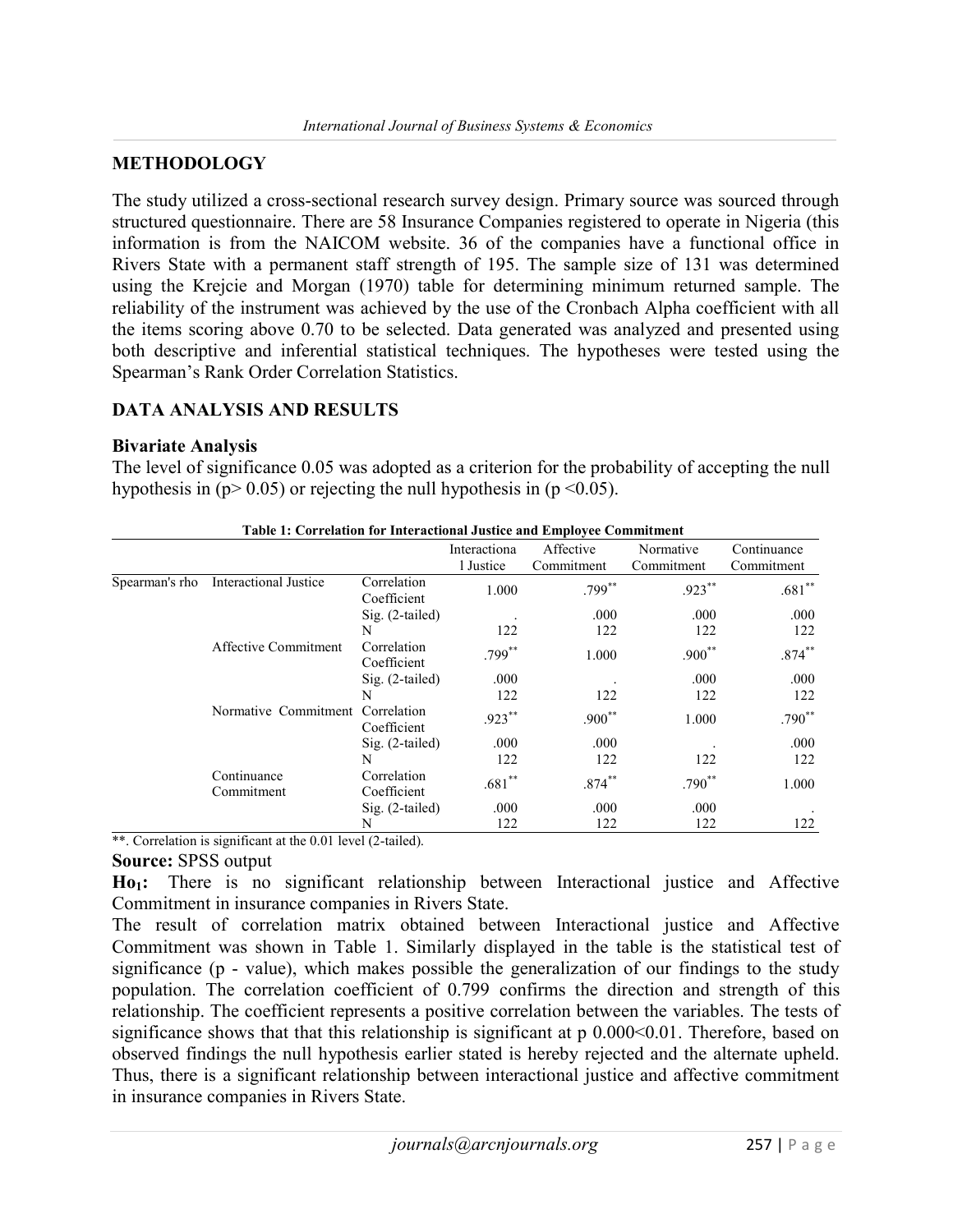## METHODOLOGY

The study utilized a cross-sectional research survey design. Primary source was sourced through structured questionnaire. There are 58 Insurance Companies registered to operate in Nigeria (this information is from the NAICOM website. 36 of the companies have a functional office in Rivers State with a permanent staff strength of 195. The sample size of 131 was determined using the Krejcie and Morgan (1970) table for determining minimum returned sample. The reliability of the instrument was achieved by the use of the Cronbach Alpha coefficient with all the items scoring above 0.70 to be selected. Data generated was analyzed and presented using both descriptive and inferential statistical techniques. The hypotheses were tested using the Spearman's Rank Order Correlation Statistics.

## DATA ANALYSIS AND RESULTS

### Bivariate Analysis

The level of significance 0.05 was adopted as a criterion for the probability of accepting the null hypothesis in ($p > 0.05$) or rejecting the null hypothesis in ($p < 0.05$).

**Table 1: Correlation for Interactional Justice and Employee Commitment**

| | | | Interactional Justice | Affective Commitment | Normative Commitment | Continuance Commitment |
|---|---|---|---|---|---|---|
| Spearman's rho | Interactional Justice | Correlation Coefficient | 1.000 | .799** | .923** | .681** |
| | | Sig. (2-tailed) | . | .000 | .000 | .000 |
| | | N | 122 | 122 | 122 | 122 |
| | Affective Commitment | Correlation Coefficient | .799** | 1.000 | .900** | .874** |
| | | Sig. (2-tailed) | .000 | . | .000 | .000 |
| | | N | 122 | 122 | 122 | 122 |
| | Normative Commitment | Correlation Coefficient | .923** | .900** | 1.000 | .790** |
| | | Sig. (2-tailed) | .000 | .000 | . | .000 |
| | | N | 122 | 122 | 122 | 122 |
| | Continuance Commitment | Correlation Coefficient | .681** | .874** | .790** | 1.000 |
| | | Sig. (2-tailed) | .000 | .000 | .000 | . |
| | | N | 122 | 122 | 122 | 122 |

**. Correlation is significant at the 0.01 level (2-tailed).

**Source:** SPSS output

**$Ho_1$:** There is no significant relationship between Interactional justice and Affective Commitment in insurance companies in Rivers State.

The result of correlation matrix obtained between Interactional justice and Affective Commitment was shown in Table 1. Similarly displayed in the table is the statistical test of significance (p - value), which makes possible the generalization of our findings to the study population. The correlation coefficient of 0.799 confirms the direction and strength of this relationship. The coefficient represents a positive correlation between the variables. The tests of significance shows that that this relationship is significant at p $0.000 < 0.01$. Therefore, based on observed findings the null hypothesis earlier stated is hereby rejected and the alternate upheld. Thus, there is a significant relationship between interactional justice and affective commitment in insurance companies in Rivers State.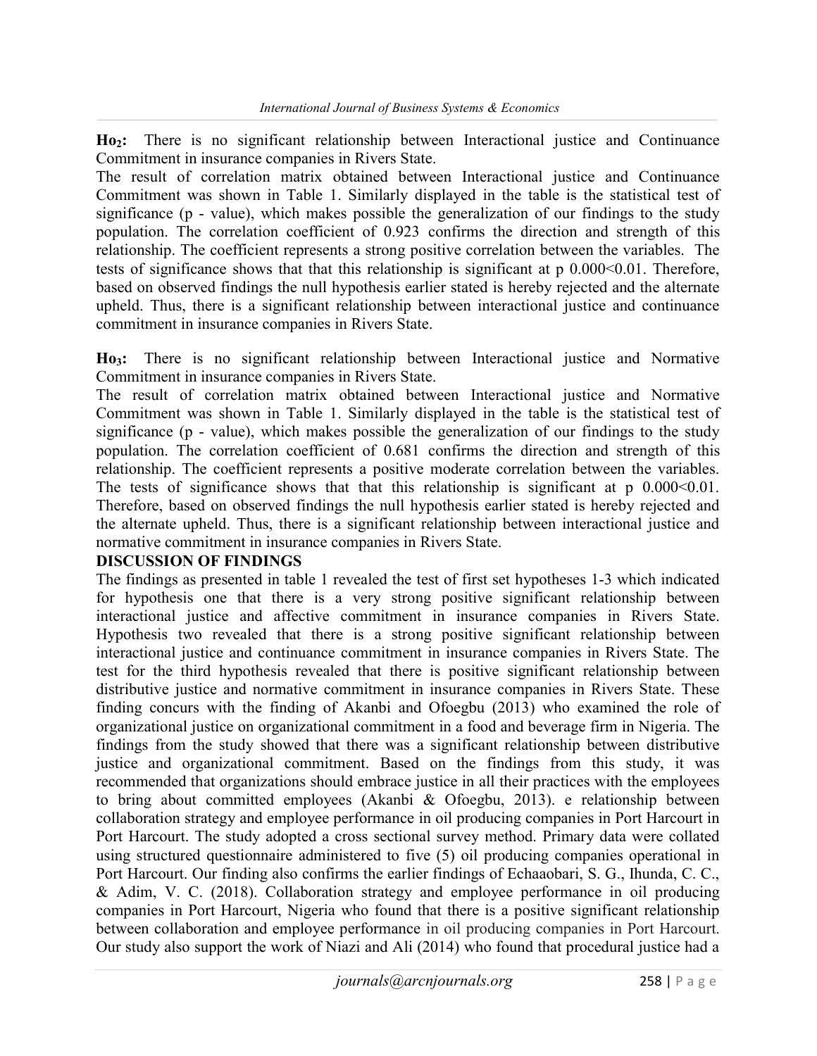**Ho$_2$:** There is no significant relationship between Interactional justice and Continuance Commitment in insurance companies in Rivers State.

The result of correlation matrix obtained between Interactional justice and Continuance Commitment was shown in Table 1. Similarly displayed in the table is the statistical test of significance (p - value), which makes possible the generalization of our findings to the study population. The correlation coefficient of 0.923 confirms the direction and strength of this relationship. The coefficient represents a strong positive correlation between the variables. The tests of significance shows that that this relationship is significant at p $0.000<0.01$. Therefore, based on observed findings the null hypothesis earlier stated is hereby rejected and the alternate upheld. Thus, there is a significant relationship between interactional justice and continuance commitment in insurance companies in Rivers State.

**Ho$_3$:** There is no significant relationship between Interactional justice and Normative Commitment in insurance companies in Rivers State.

The result of correlation matrix obtained between Interactional justice and Normative Commitment was shown in Table 1. Similarly displayed in the table is the statistical test of significance (p - value), which makes possible the generalization of our findings to the study population. The correlation coefficient of 0.681 confirms the direction and strength of this relationship. The coefficient represents a positive moderate correlation between the variables. The tests of significance shows that that this relationship is significant at p $0.000<0.01$. Therefore, based on observed findings the null hypothesis earlier stated is hereby rejected and the alternate upheld. Thus, there is a significant relationship between interactional justice and normative commitment in insurance companies in Rivers State.

**DISCUSSION OF FINDINGS**

The findings as presented in table 1 revealed the test of first set hypotheses 1-3 which indicated for hypothesis one that there is a very strong positive significant relationship between interactional justice and affective commitment in insurance companies in Rivers State. Hypothesis two revealed that there is a strong positive significant relationship between interactional justice and continuance commitment in insurance companies in Rivers State. The test for the third hypothesis revealed that there is positive significant relationship between distributive justice and normative commitment in insurance companies in Rivers State. These finding concurs with the finding of Akanbi and Ofoegbu (2013) who examined the role of organizational justice on organizational commitment in a food and beverage firm in Nigeria. The findings from the study showed that there was a significant relationship between distributive justice and organizational commitment. Based on the findings from this study, it was recommended that organizations should embrace justice in all their practices with the employees to bring about committed employees (Akanbi & Ofoegbu, 2013). e relationship between collaboration strategy and employee performance in oil producing companies in Port Harcourt in Port Harcourt. The study adopted a cross sectional survey method. Primary data were collated using structured questionnaire administered to five (5) oil producing companies operational in Port Harcourt. Our finding also confirms the earlier findings of Echaaobari, S. G., Ihunda, C. C., & Adim, V. C. (2018). Collaboration strategy and employee performance in oil producing companies in Port Harcourt, Nigeria who found that there is a positive significant relationship between collaboration and employee performance in oil producing companies in Port Harcourt. Our study also support the work of Niazi and Ali (2014) who found that procedural justice had a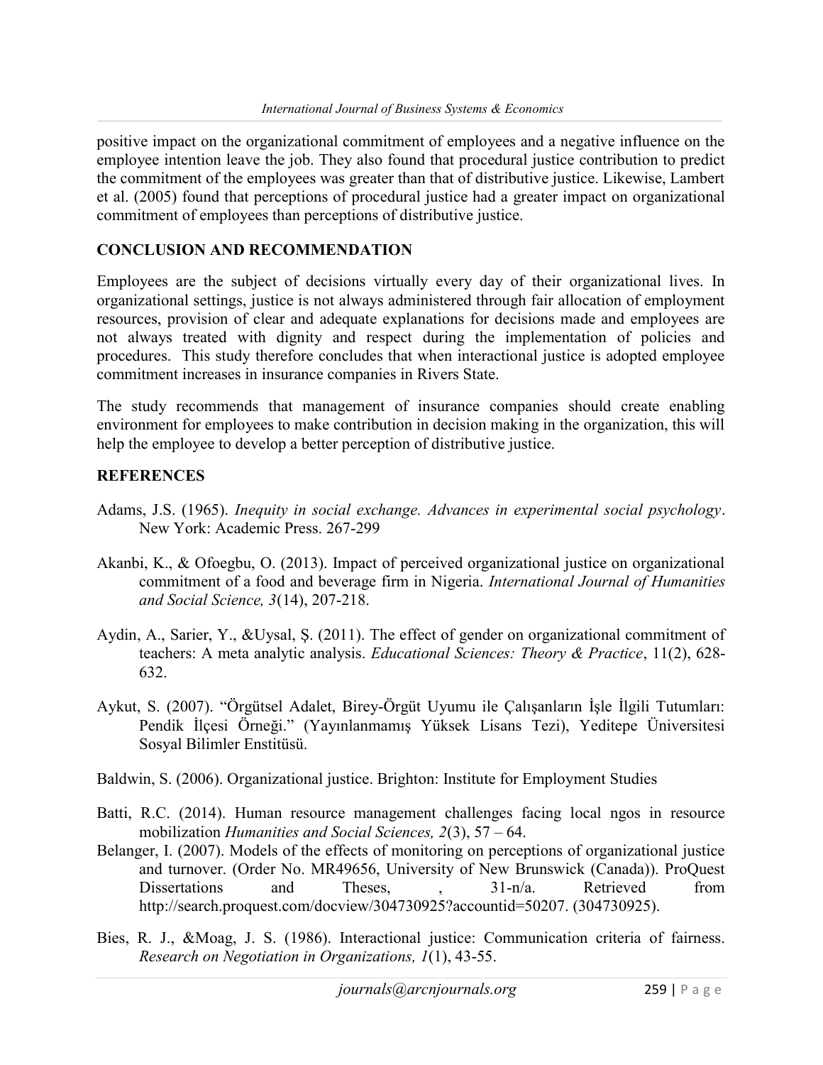positive impact on the organizational commitment of employees and a negative influence on the employee intention leave the job. They also found that procedural justice contribution to predict the commitment of the employees was greater than that of distributive justice. Likewise, Lambert et al. (2005) found that perceptions of procedural justice had a greater impact on organizational commitment of employees than perceptions of distributive justice.

## CONCLUSION AND RECOMMENDATION

Employees are the subject of decisions virtually every day of their organizational lives. In organizational settings, justice is not always administered through fair allocation of employment resources, provision of clear and adequate explanations for decisions made and employees are not always treated with dignity and respect during the implementation of policies and procedures. This study therefore concludes that when interactional justice is adopted employee commitment increases in insurance companies in Rivers State.

The study recommends that management of insurance companies should create enabling environment for employees to make contribution in decision making in the organization, this will help the employee to develop a better perception of distributive justice.

## REFERENCES

Adams, J.S. (1965). *Inequity in social exchange. Advances in experimental social psychology*. New York: Academic Press. 267-299

Akanbi, K., & Ofoegbu, O. (2013). Impact of perceived organizational justice on organizational commitment of a food and beverage firm in Nigeria. *International Journal of Humanities and Social Science, 3*(14), 207-218.

Aydin, A., Sarier, Y., &Uysal, Ş. (2011). The effect of gender on organizational commitment of teachers: A meta analytic analysis. *Educational Sciences: Theory & Practice*, 11(2), 628-632.

Aykut, S. (2007). "Örgütsel Adalet, Birey-Örgüt Uyumu ile Çalışanların İşle İlgili Tutumları: Pendik İlçesi Örneği." (Yayınlanmamış Yüksek Lisans Tezi), Yeditepe Üniversitesi Sosyal Bilimler Enstitüsü.

Baldwin, S. (2006). Organizational justice. Brighton: Institute for Employment Studies

Batti, R.C. (2014). Human resource management challenges facing local ngos in resource mobilization *Humanities and Social Sciences, 2*(3), 57 – 64.

Belanger, I. (2007). Models of the effects of monitoring on perceptions of organizational justice and turnover. (Order No. MR49656, University of New Brunswick (Canada)). ProQuest Dissertations and Theses, , 31-n/a. Retrieved from http://search.proquest.com/docview/304730925?accountid=50207. (304730925).

Bies, R. J., &Moag, J. S. (1986). Interactional justice: Communication criteria of fairness. *Research on Negotiation in Organizations, 1*(1), 43-55.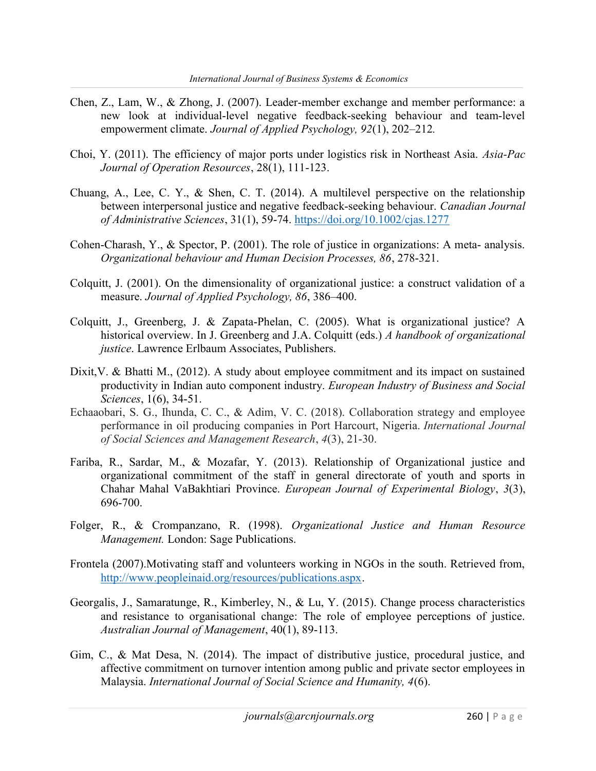Chen, Z., Lam, W., & Zhong, J. (2007). Leader-member exchange and member performance: a new look at individual-level negative feedback-seeking behaviour and team-level empowerment climate. *Journal of Applied Psychology, 92*(1), 202–212.

Choi, Y. (2011). The efficiency of major ports under logistics risk in Northeast Asia. *Asia-Pac Journal of Operation Resources*, 28(1), 111-123.

Chuang, A., Lee, C. Y., & Shen, C. T. (2014). A multilevel perspective on the relationship between interpersonal justice and negative feedback-seeking behaviour. *Canadian Journal of Administrative Sciences*, 31(1), 59-74. https://doi.org/10.1002/cjas.1277

Cohen-Charash, Y., & Spector, P. (2001). The role of justice in organizations: A meta- analysis. *Organizational behaviour and Human Decision Processes, 86*, 278-321.

Colquitt, J. (2001). On the dimensionality of organizational justice: a construct validation of a measure. *Journal of Applied Psychology, 86*, 386–400.

Colquitt, J., Greenberg, J. & Zapata-Phelan, C. (2005). What is organizational justice? A historical overview. In J. Greenberg and J.A. Colquitt (eds.) *A handbook of organizational justice*. Lawrence Erlbaum Associates, Publishers.

Dixit,V. & Bhatti M., (2012). A study about employee commitment and its impact on sustained productivity in Indian auto component industry. *European Industry of Business and Social Sciences*, 1(6), 34-51.

Echaaobari, S. G., Ihunda, C. C., & Adim, V. C. (2018). Collaboration strategy and employee performance in oil producing companies in Port Harcourt, Nigeria. *International Journal of Social Sciences and Management Research*, *4*(3), 21-30.

Fariba, R., Sardar, M., & Mozafar, Y. (2013). Relationship of Organizational justice and organizational commitment of the staff in general directorate of youth and sports in Chahar Mahal VaBakhtiari Province. *European Journal of Experimental Biology*, *3*(3), 696-700.

Folger, R., & Crompanzano, R. (1998). *Organizational Justice and Human Resource Management.* London: Sage Publications.

Frontela (2007).Motivating staff and volunteers working in NGOs in the south. Retrieved from, http://www.peopleinaid.org/resources/publications.aspx.

Georgalis, J., Samaratunge, R., Kimberley, N., & Lu, Y. (2015). Change process characteristics and resistance to organisational change: The role of employee perceptions of justice. *Australian Journal of Management*, 40(1), 89-113.

Gim, C., & Mat Desa, N. (2014). The impact of distributive justice, procedural justice, and affective commitment on turnover intention among public and private sector employees in Malaysia. *International Journal of Social Science and Humanity, 4*(6).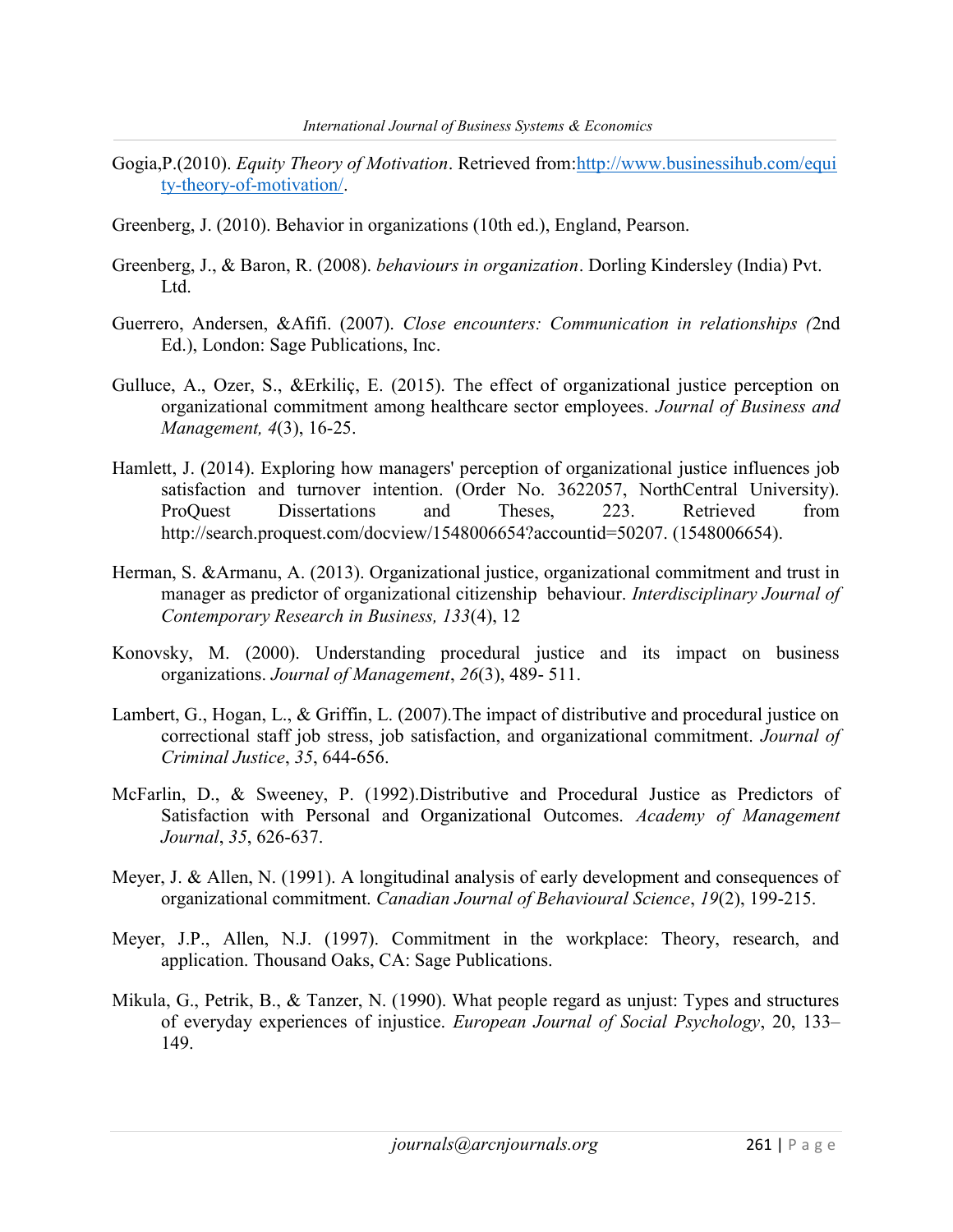Gogia,P.(2010). *Equity Theory of Motivation*. Retrieved from:http://www.businessihub.com/equity-theory-of-motivation/.

Greenberg, J. (2010). Behavior in organizations (10th ed.), England, Pearson.

Greenberg, J., & Baron, R. (2008). *behaviours in organization*. Dorling Kindersley (India) Pvt. Ltd.

Guerrero, Andersen, &Afifi. (2007). *Close encounters: Communication in relationships (*2nd Ed.), London: Sage Publications, Inc.

Gulluce, A., Ozer, S., &Erkiliç, E. (2015). The effect of organizational justice perception on organizational commitment among healthcare sector employees. *Journal of Business and Management, 4*(3), 16-25.

Hamlett, J. (2014). Exploring how managers' perception of organizational justice influences job satisfaction and turnover intention. (Order No. 3622057, NorthCentral University). ProQuest Dissertations and Theses, 223. Retrieved from http://search.proquest.com/docview/1548006654?accountid=50207. (1548006654).

Herman, S. &Armanu, A. (2013). Organizational justice, organizational commitment and trust in manager as predictor of organizational citizenship behaviour. *Interdisciplinary Journal of Contemporary Research in Business, 133*(4), 12

Konovsky, M. (2000). Understanding procedural justice and its impact on business organizations. *Journal of Management*, *26*(3), 489- 511.

Lambert, G., Hogan, L., & Griffin, L. (2007).The impact of distributive and procedural justice on correctional staff job stress, job satisfaction, and organizational commitment. *Journal of Criminal Justice*, *35*, 644-656.

McFarlin, D., & Sweeney, P. (1992).Distributive and Procedural Justice as Predictors of Satisfaction with Personal and Organizational Outcomes. *Academy of Management Journal*, *35*, 626-637.

Meyer, J. & Allen, N. (1991). A longitudinal analysis of early development and consequences of organizational commitment. *Canadian Journal of Behavioural Science*, *19*(2), 199-215.

Meyer, J.P., Allen, N.J. (1997). Commitment in the workplace: Theory, research, and application. Thousand Oaks, CA: Sage Publications.

Mikula, G., Petrik, B., & Tanzer, N. (1990). What people regard as unjust: Types and structures of everyday experiences of injustice. *European Journal of Social Psychology*, 20, 133–149.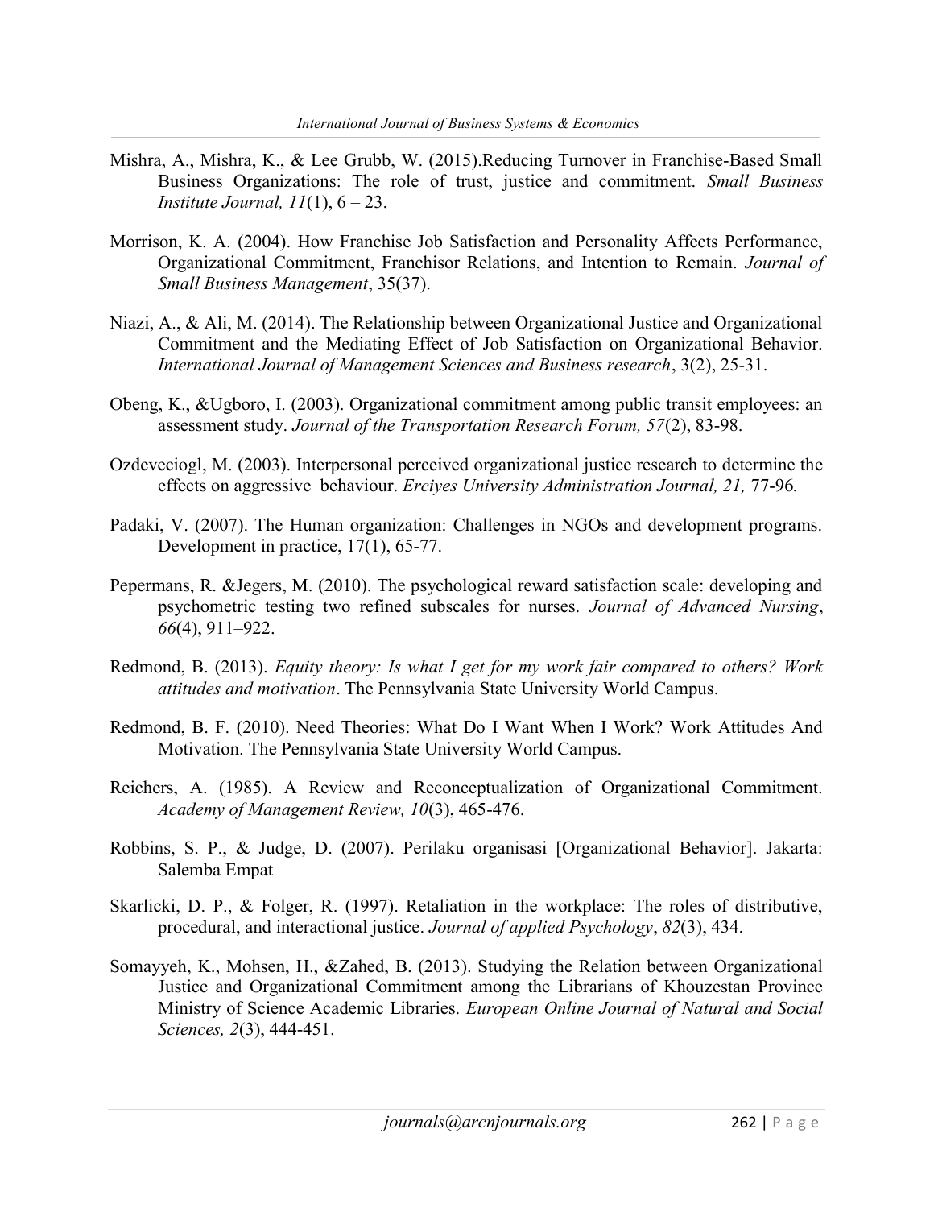Mishra, A., Mishra, K., & Lee Grubb, W. (2015).Reducing Turnover in Franchise-Based Small Business Organizations: The role of trust, justice and commitment. *Small Business Institute Journal, 11*(1), 6 – 23.

Morrison, K. A. (2004). How Franchise Job Satisfaction and Personality Affects Performance, Organizational Commitment, Franchisor Relations, and Intention to Remain. *Journal of Small Business Management*, 35(37).

Niazi, A., & Ali, M. (2014). The Relationship between Organizational Justice and Organizational Commitment and the Mediating Effect of Job Satisfaction on Organizational Behavior. *International Journal of Management Sciences and Business research*, 3(2), 25-31.

Obeng, K., &Ugboro, I. (2003). Organizational commitment among public transit employees: an assessment study. *Journal of the Transportation Research Forum, 57*(2), 83-98.

Ozdeveciogl, M. (2003). Interpersonal perceived organizational justice research to determine the effects on aggressive behaviour. *Erciyes University Administration Journal, 21,* 77-96*.*

Padaki, V. (2007). The Human organization: Challenges in NGOs and development programs. Development in practice, 17(1), 65-77.

Pepermans, R. &Jegers, M. (2010). The psychological reward satisfaction scale: developing and psychometric testing two refined subscales for nurses. *Journal of Advanced Nursing*, *66*(4), 911–922.

Redmond, B. (2013). *Equity theory: Is what I get for my work fair compared to others? Work attitudes and motivation*. The Pennsylvania State University World Campus.

Redmond, B. F. (2010). Need Theories: What Do I Want When I Work? Work Attitudes And Motivation. The Pennsylvania State University World Campus.

Reichers, A. (1985). A Review and Reconceptualization of Organizational Commitment. *Academy of Management Review, 10*(3), 465-476.

Robbins, S. P., & Judge, D. (2007). Perilaku organisasi [Organizational Behavior]. Jakarta: Salemba Empat

Skarlicki, D. P., & Folger, R. (1997). Retaliation in the workplace: The roles of distributive, procedural, and interactional justice. *Journal of applied Psychology*, *82*(3), 434.

Somayyeh, K., Mohsen, H., &Zahed, B. (2013). Studying the Relation between Organizational Justice and Organizational Commitment among the Librarians of Khouzestan Province Ministry of Science Academic Libraries. *European Online Journal of Natural and Social Sciences, 2*(3), 444-451.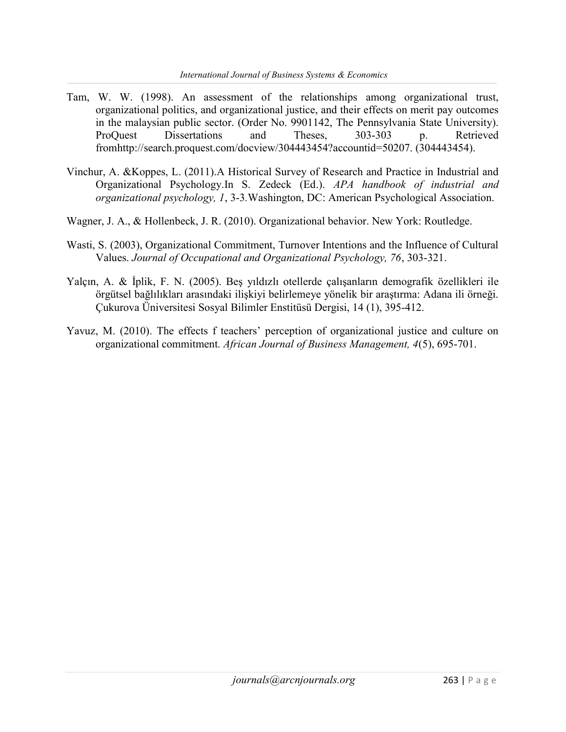Tam, W. W. (1998). An assessment of the relationships among organizational trust, organizational politics, and organizational justice, and their effects on merit pay outcomes in the malaysian public sector. (Order No. 9901142, The Pennsylvania State University). ProQuest Dissertations and Theses, 303-303 p. Retrieved fromhttp://search.proquest.com/docview/304443454?accountid=50207. (304443454).

Vinchur, A. &Koppes, L. (2011).A Historical Survey of Research and Practice in Industrial and Organizational Psychology.In S. Zedeck (Ed.). *APA handbook of industrial and organizational psychology, 1*, 3-3.Washington, DC: American Psychological Association.

Wagner, J. A., & Hollenbeck, J. R. (2010). Organizational behavior. New York: Routledge.

Wasti, S. (2003), Organizational Commitment, Turnover Intentions and the Influence of Cultural Values. *Journal of Occupational and Organizational Psychology, 76*, 303-321.

Yalçın, A. & İplik, F. N. (2005). Beş yıldızlı otellerde çalışanların demografik özellikleri ile örgütsel bağlılıkları arasındaki ilişkiyi belirlemeye yönelik bir araştırma: Adana ili örneği. Çukurova Üniversitesi Sosyal Bilimler Enstitüsü Dergisi, 14 (1), 395-412.

Yavuz, M. (2010). The effects f teachers' perception of organizational justice and culture on organizational commitment. *African Journal of Business Management, 4*(5), 695-701.